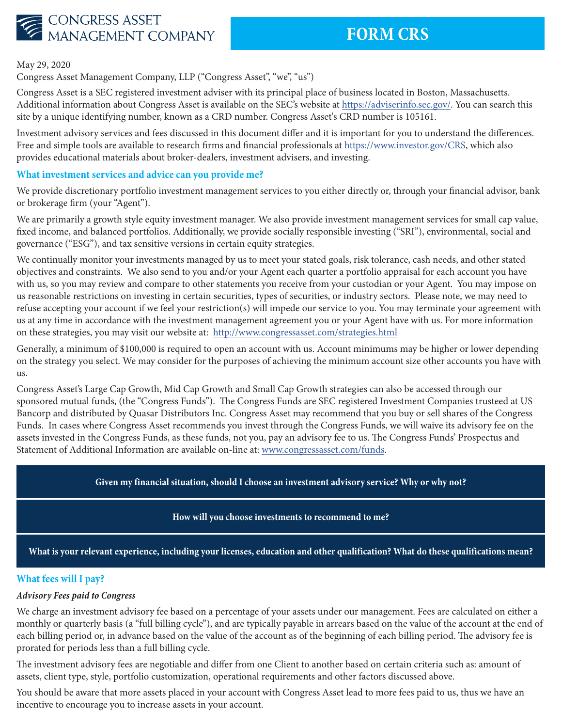# CONGRESS ASSET MANAGEMENT COMPANY

# FORM CRS

May 29, 2020

Congress Asset Management Company, LLP ("Congress Asset", "we", "us")

Congress Asset is a SEC registered investment adviser with its principal place of business located in Boston, Massachusetts. Additional information about Congress Asset is available on the SEC's website at https://adviserinfo.sec.gov/. You can search this site by a unique identifying number, known as a CRD number. Congress Asset's CRD number is 105161.

Investment advisory services and fees discussed in this document differ and it is important for you to understand the differences. Free and simple tools are available to research firms and financial professionals at https://www.investor.gov/CRS, which also provides educational materials about broker-dealers, investment advisers, and investing.

## What investment services and advice can you provide me?

We provide discretionary portfolio investment management services to you either directly or, through your financial advisor, bank or brokerage firm (your "Agent").

We are primarily a growth style equity investment manager. We also provide investment management services for small cap value, fixed income, and balanced portfolios. Additionally, we provide socially responsible investing ("SRI"), environmental, social and governance ("ESG"), and tax sensitive versions in certain equity strategies.

We continually monitor your investments managed by us to meet your stated goals, risk tolerance, cash needs, and other stated objectives and constraints. We also send to you and/or your Agent each quarter a portfolio appraisal for each account you have with us, so you may review and compare to other statements you receive from your custodian or your Agent. You may impose on us reasonable restrictions on investing in certain securities, types of securities, or industry sectors. Please note, we may need to refuse accepting your account if we feel your restriction(s) will impede our service to you. You may terminate your agreement with us at any time in accordance with the investment management agreement you or your Agent have with us. For more information on these strategies, you may visit our website at: http://www.congressasset.com/strategies.html

Generally, a minimum of $100,000 is required to open an account with us. Account minimums may be higher or lower depending on the strategy you select. We may consider for the purposes of achieving the minimum account size other accounts you have with us.

Congress Asset's Large Cap Growth, Mid Cap Growth and Small Cap Growth strategies can also be accessed through our sponsored mutual funds, (the "Congress Funds"). The Congress Funds are SEC registered Investment Companies trusteed at US Bancorp and distributed by Quasar Distributors Inc. Congress Asset may recommend that you buy or sell shares of the Congress Funds. In cases where Congress Asset recommends you invest through the Congress Funds, we will waive its advisory fee on the assets invested in the Congress Funds, as these funds, not you, pay an advisory fee to us. The Congress Funds' Prospectus and Statement of Additional Information are available on-line at: www.congressasset.com/funds.

**Given my financial situation, should I choose an investment advisory service? Why or why not?**

**How will you choose investments to recommend to me?**

**What is your relevant experience, including your licenses, education and other qualification? What do these qualifications mean?**

## What fees will I pay?

***Advisory Fees paid to Congress***

We charge an investment advisory fee based on a percentage of your assets under our management. Fees are calculated on either a monthly or quarterly basis (a "full billing cycle"), and are typically payable in arrears based on the value of the account at the end of each billing period or, in advance based on the value of the account as of the beginning of each billing period. The advisory fee is prorated for periods less than a full billing cycle.

The investment advisory fees are negotiable and differ from one Client to another based on certain criteria such as: amount of assets, client type, style, portfolio customization, operational requirements and other factors discussed above.

You should be aware that more assets placed in your account with Congress Asset lead to more fees paid to us, thus we have an incentive to encourage you to increase assets in your account.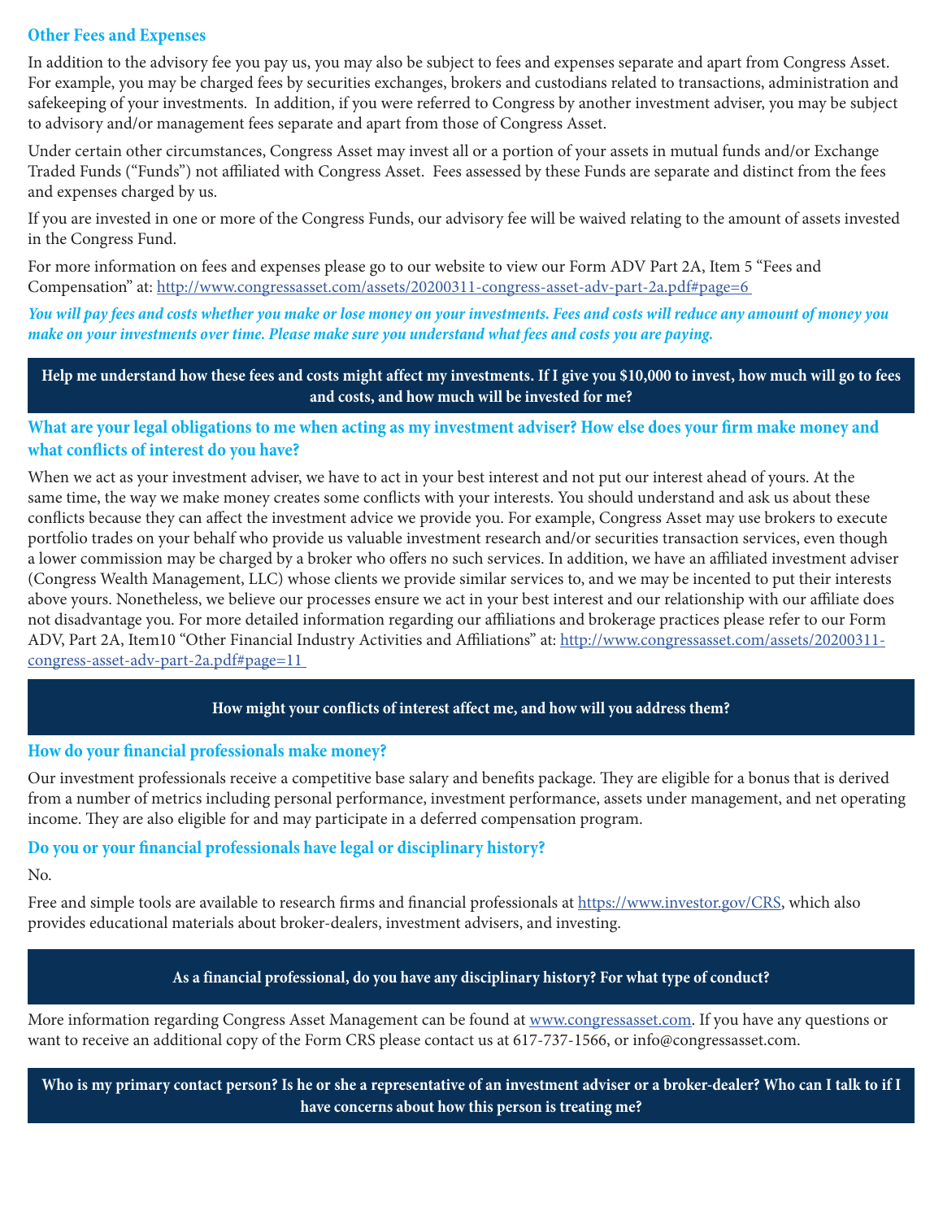### Other Fees and Expenses

In addition to the advisory fee you pay us, you may also be subject to fees and expenses separate and apart from Congress Asset. For example, you may be charged fees by securities exchanges, brokers and custodians related to transactions, administration and safekeeping of your investments. In addition, if you were referred to Congress by another investment adviser, you may be subject to advisory and/or management fees separate and apart from those of Congress Asset.

Under certain other circumstances, Congress Asset may invest all or a portion of your assets in mutual funds and/or Exchange Traded Funds ("Funds") not affiliated with Congress Asset. Fees assessed by these Funds are separate and distinct from the fees and expenses charged by us.

If you are invested in one or more of the Congress Funds, our advisory fee will be waived relating to the amount of assets invested in the Congress Fund.

For more information on fees and expenses please go to our website to view our Form ADV Part 2A, Item 5 "Fees and Compensation" at: http://www.congressasset.com/assets/20200311-congress-asset-adv-part-2a.pdf#page=6

***You will pay fees and costs whether you make or lose money on your investments. Fees and costs will reduce any amount of money you make on your investments over time. Please make sure you understand what fees and costs you are paying.***

**Help me understand how these fees and costs might affect my investments. If I give you $10,000 to invest, how much will go to fees and costs, and how much will be invested for me?**

### What are your legal obligations to me when acting as my investment adviser? How else does your firm make money and what conflicts of interest do you have?

When we act as your investment adviser, we have to act in your best interest and not put our interest ahead of yours. At the same time, the way we make money creates some conflicts with your interests. You should understand and ask us about these conflicts because they can affect the investment advice we provide you. For example, Congress Asset may use brokers to execute portfolio trades on your behalf who provide us valuable investment research and/or securities transaction services, even though a lower commission may be charged by a broker who offers no such services. In addition, we have an affiliated investment adviser (Congress Wealth Management, LLC) whose clients we provide similar services to, and we may be incented to put their interests above yours. Nonetheless, we believe our processes ensure we act in your best interest and our relationship with our affiliate does not disadvantage you. For more detailed information regarding our affiliations and brokerage practices please refer to our Form ADV, Part 2A, Item10 "Other Financial Industry Activities and Affiliations" at: http://www.congressasset.com/assets/20200311-congress-asset-adv-part-2a.pdf#page=11

**How might your conflicts of interest affect me, and how will you address them?**

### How do your financial professionals make money?

Our investment professionals receive a competitive base salary and benefits package. They are eligible for a bonus that is derived from a number of metrics including personal performance, investment performance, assets under management, and net operating income. They are also eligible for and may participate in a deferred compensation program.

### Do you or your financial professionals have legal or disciplinary history?

No.

Free and simple tools are available to research firms and financial professionals at https://www.investor.gov/CRS, which also provides educational materials about broker-dealers, investment advisers, and investing.

**As a financial professional, do you have any disciplinary history? For what type of conduct?**

More information regarding Congress Asset Management can be found at www.congressasset.com. If you have any questions or want to receive an additional copy of the Form CRS please contact us at 617-737-1566, or info@congressasset.com.

**Who is my primary contact person? Is he or she a representative of an investment adviser or a broker-dealer? Who can I talk to if I have concerns about how this person is treating me?**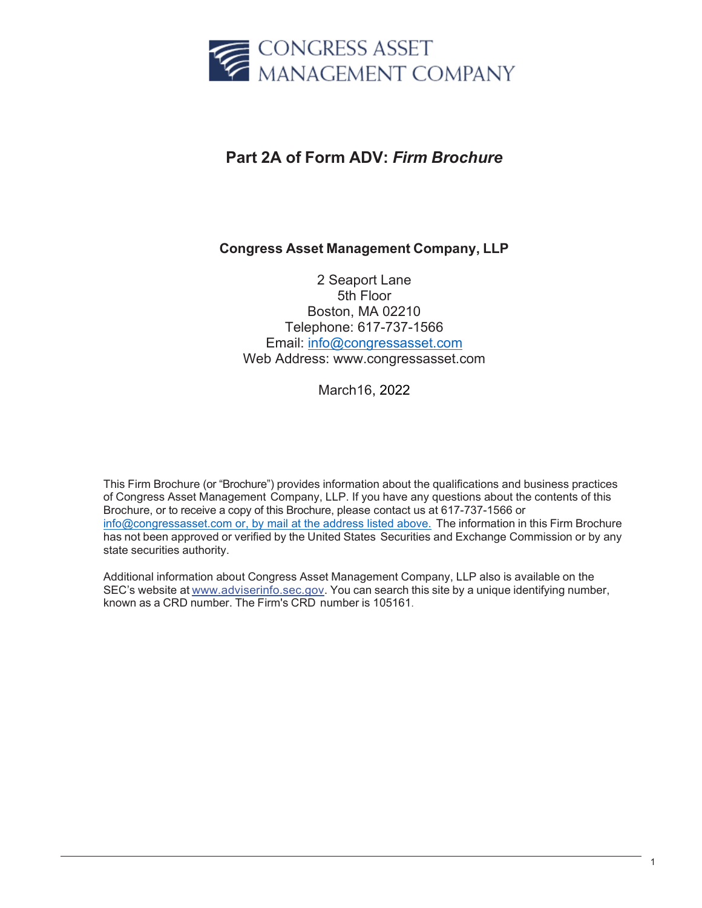CONGRESS ASSET
MANAGEMENT COMPANY

# Part 2A of Form ADV: *Firm Brochure*

**Congress Asset Management Company, LLP**

2 Seaport Lane
5th Floor
Boston, MA 02210
Telephone: 617-737-1566
Email: info@congressasset.com
Web Address: www.congressasset.com

March16, 2022

This Firm Brochure (or "Brochure") provides information about the qualifications and business practices of Congress Asset Management Company, LLP. If you have any questions about the contents of this Brochure, or to receive a copy of this Brochure, please contact us at 617-737-1566 or info@congressasset.com or, by mail at the address listed above. The information in this Firm Brochure has not been approved or verified by the United States Securities and Exchange Commission or by any state securities authority.

Additional information about Congress Asset Management Company, LLP also is available on the SEC's website at www.adviserinfo.sec.gov. You can search this site by a unique identifying number, known as a CRD number. The Firm's CRD number is 105161.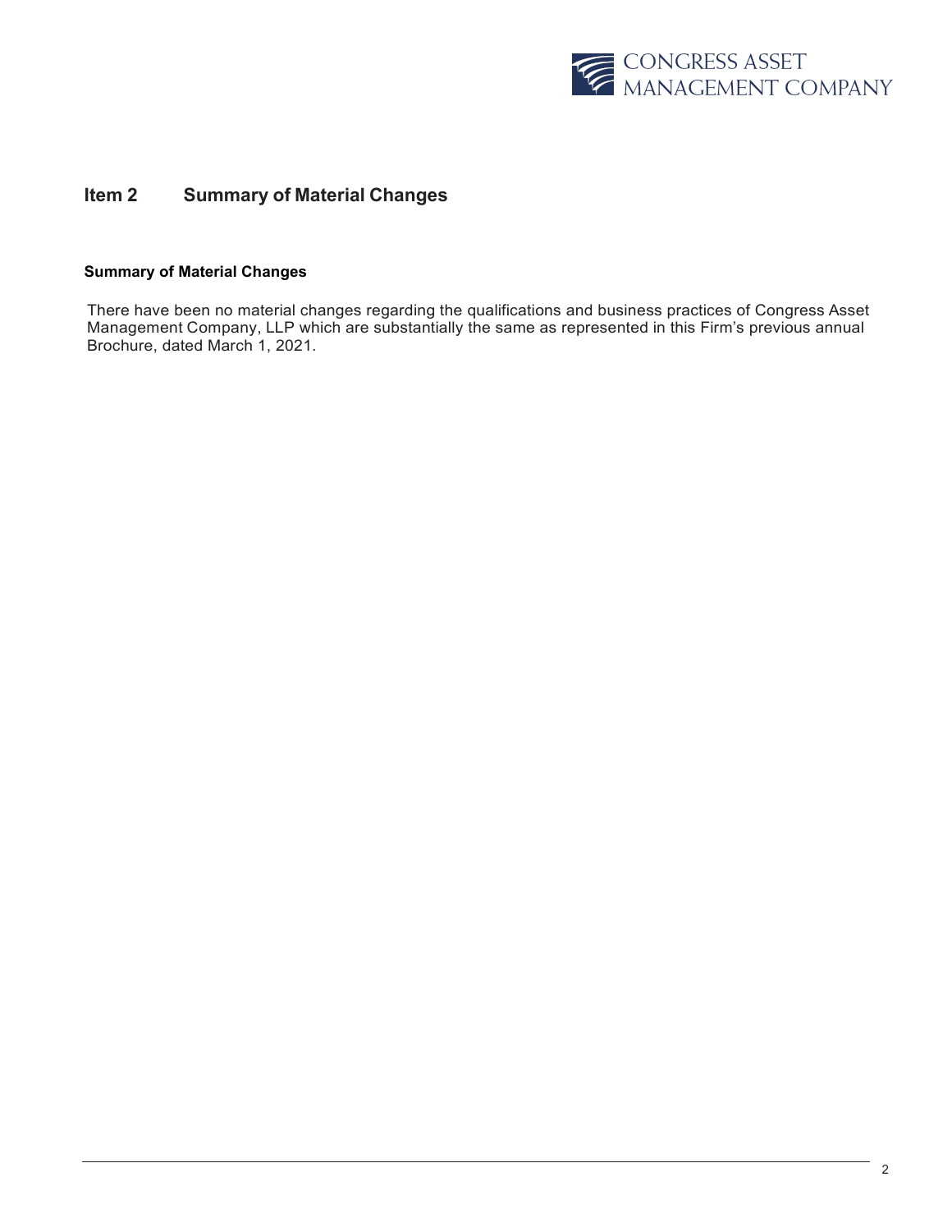## Item 2 Summary of Material Changes

### Summary of Material Changes

There have been no material changes regarding the qualifications and business practices of Congress Asset Management Company, LLP which are substantially the same as represented in this Firm's previous annual Brochure, dated March 1, 2021.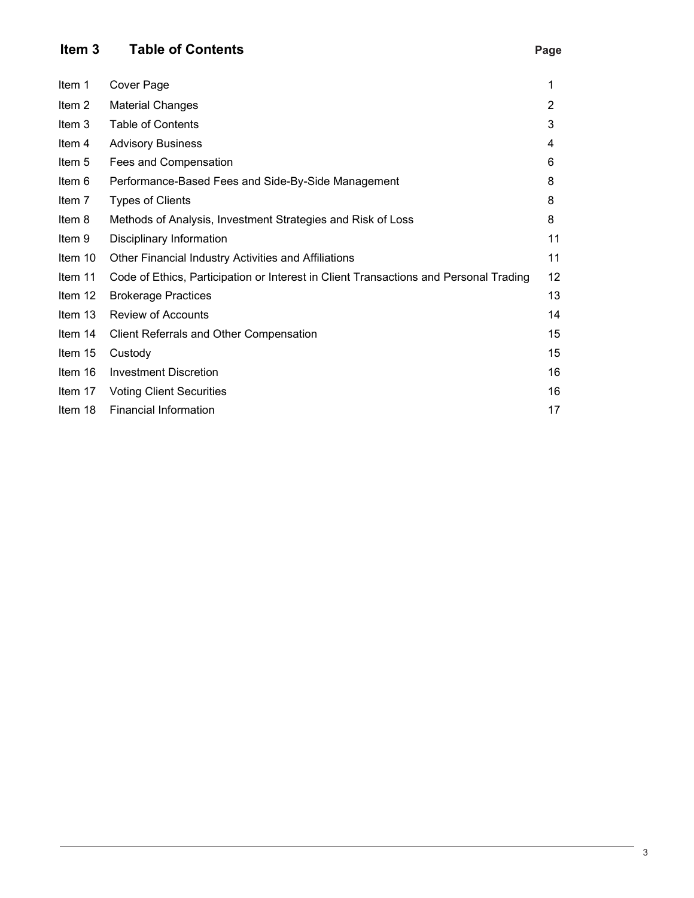## Item 3 Table of Contents

| | | Page |
|---|---|---|
| Item 1 | Cover Page | 1 |
| Item 2 | Material Changes | 2 |
| Item 3 | Table of Contents | 3 |
| Item 4 | Advisory Business | 4 |
| Item 5 | Fees and Compensation | 6 |
| Item 6 | Performance-Based Fees and Side-By-Side Management | 8 |
| Item 7 | Types of Clients | 8 |
| Item 8 | Methods of Analysis, Investment Strategies and Risk of Loss | 8 |
| Item 9 | Disciplinary Information | 11 |
| Item 10 | Other Financial Industry Activities and Affiliations | 11 |
| Item 11 | Code of Ethics, Participation or Interest in Client Transactions and Personal Trading | 12 |
| Item 12 | Brokerage Practices | 13 |
| Item 13 | Review of Accounts | 14 |
| Item 14 | Client Referrals and Other Compensation | 15 |
| Item 15 | Custody | 15 |
| Item 16 | Investment Discretion | 16 |
| Item 17 | Voting Client Securities | 16 |
| Item 18 | Financial Information | 17 |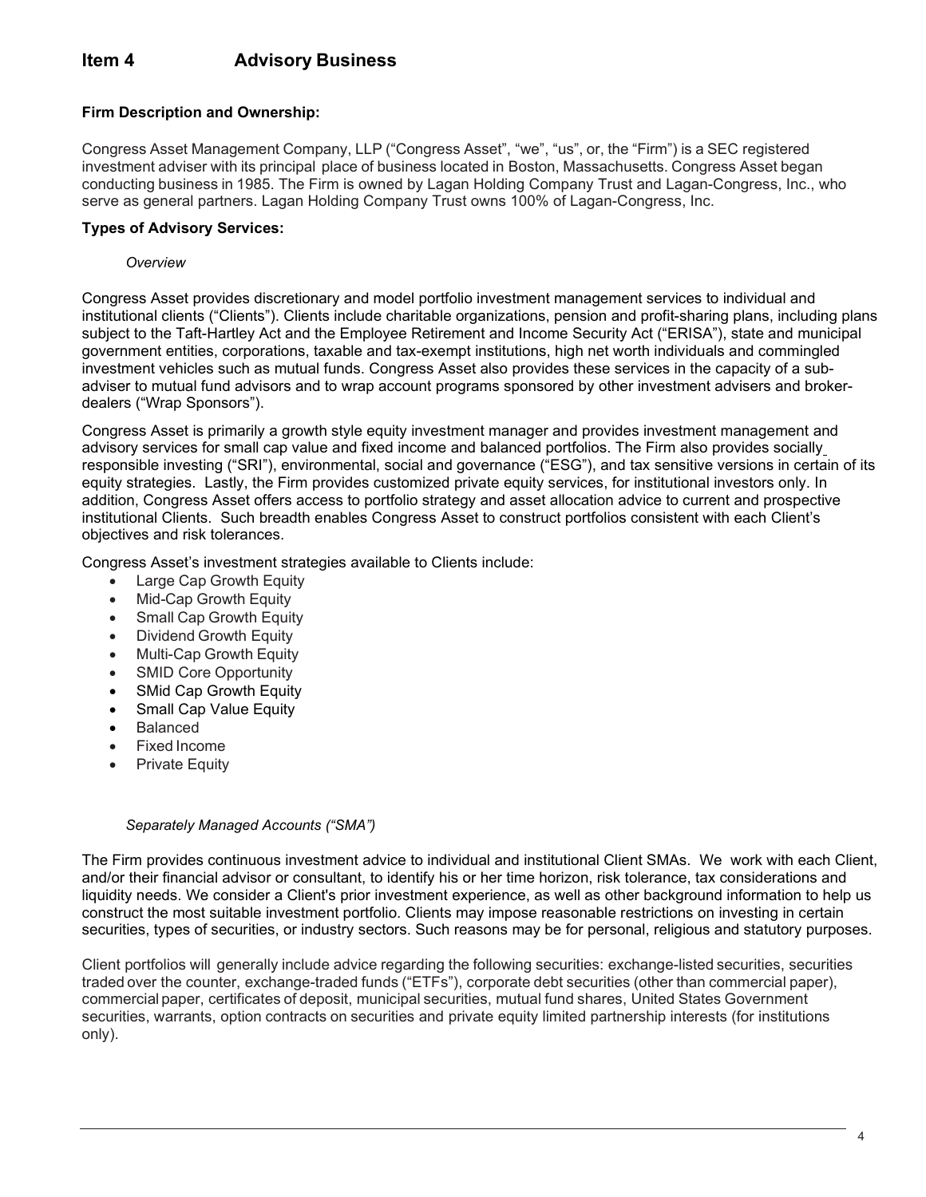# Item 4 Advisory Business

**Firm Description and Ownership:**

Congress Asset Management Company, LLP ("Congress Asset", "we", "us", or, the "Firm") is a SEC registered investment adviser with its principal place of business located in Boston, Massachusetts. Congress Asset began conducting business in 1985. The Firm is owned by Lagan Holding Company Trust and Lagan-Congress, Inc., who serve as general partners. Lagan Holding Company Trust owns 100% of Lagan-Congress, Inc.

**Types of Advisory Services:**

*Overview*

Congress Asset provides discretionary and model portfolio investment management services to individual and institutional clients ("Clients"). Clients include charitable organizations, pension and profit-sharing plans, including plans subject to the Taft-Hartley Act and the Employee Retirement and Income Security Act ("ERISA"), state and municipal government entities, corporations, taxable and tax-exempt institutions, high net worth individuals and commingled investment vehicles such as mutual funds. Congress Asset also provides these services in the capacity of a sub-adviser to mutual fund advisors and to wrap account programs sponsored by other investment advisers and broker-dealers ("Wrap Sponsors").

Congress Asset is primarily a growth style equity investment manager and provides investment management and advisory services for small cap value and fixed income and balanced portfolios. The Firm also provides socially responsible investing ("SRI"), environmental, social and governance ("ESG"), and tax sensitive versions in certain of its equity strategies. Lastly, the Firm provides customized private equity services, for institutional investors only. In addition, Congress Asset offers access to portfolio strategy and asset allocation advice to current and prospective institutional Clients. Such breadth enables Congress Asset to construct portfolios consistent with each Client's objectives and risk tolerances.

Congress Asset's investment strategies available to Clients include:

- Large Cap Growth Equity
- Mid-Cap Growth Equity
- Small Cap Growth Equity
- Dividend Growth Equity
- Multi-Cap Growth Equity
- SMID Core Opportunity
- SMid Cap Growth Equity
- Small Cap Value Equity
- Balanced
- Fixed Income
- Private Equity

*Separately Managed Accounts ("SMA")*

The Firm provides continuous investment advice to individual and institutional Client SMAs. We work with each Client, and/or their financial advisor or consultant, to identify his or her time horizon, risk tolerance, tax considerations and liquidity needs. We consider a Client's prior investment experience, as well as other background information to help us construct the most suitable investment portfolio. Clients may impose reasonable restrictions on investing in certain securities, types of securities, or industry sectors. Such reasons may be for personal, religious and statutory purposes.

Client portfolios will generally include advice regarding the following securities: exchange-listed securities, securities traded over the counter, exchange-traded funds ("ETFs"), corporate debt securities (other than commercial paper), commercial paper, certificates of deposit, municipal securities, mutual fund shares, United States Government securities, warrants, option contracts on securities and private equity limited partnership interests (for institutions only).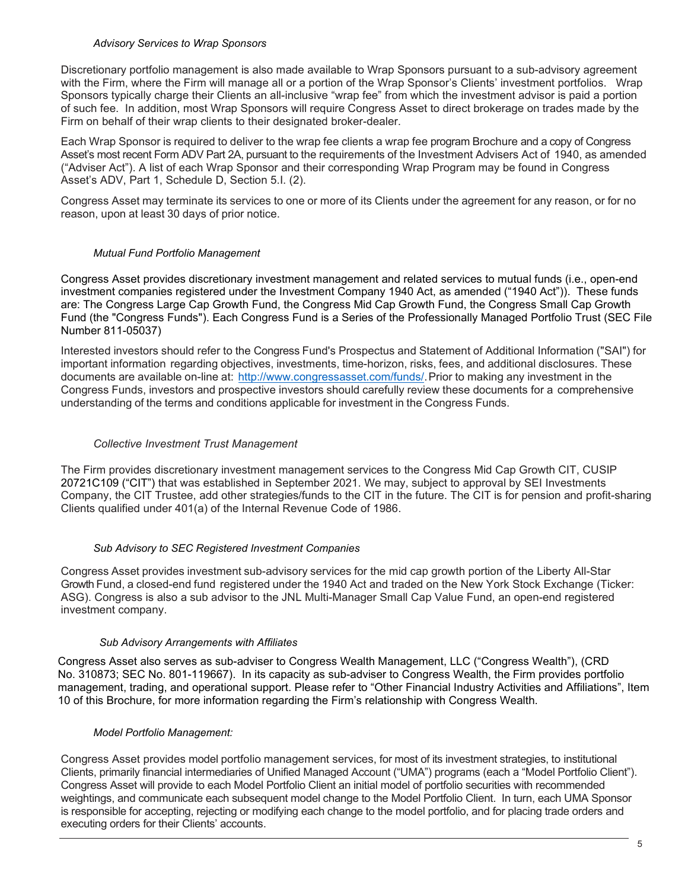*Advisory Services to Wrap Sponsors*

Discretionary portfolio management is also made available to Wrap Sponsors pursuant to a sub-advisory agreement with the Firm, where the Firm will manage all or a portion of the Wrap Sponsor's Clients' investment portfolios. Wrap Sponsors typically charge their Clients an all-inclusive "wrap fee" from which the investment advisor is paid a portion of such fee. In addition, most Wrap Sponsors will require Congress Asset to direct brokerage on trades made by the Firm on behalf of their wrap clients to their designated broker-dealer.

Each Wrap Sponsor is required to deliver to the wrap fee clients a wrap fee program Brochure and a copy of Congress Asset's most recent Form ADV Part 2A, pursuant to the requirements of the Investment Advisers Act of 1940, as amended ("Adviser Act"). A list of each Wrap Sponsor and their corresponding Wrap Program may be found in Congress Asset's ADV, Part 1, Schedule D, Section 5.I. (2).

Congress Asset may terminate its services to one or more of its Clients under the agreement for any reason, or for no reason, upon at least 30 days of prior notice.

*Mutual Fund Portfolio Management*

Congress Asset provides discretionary investment management and related services to mutual funds (i.e., open-end investment companies registered under the Investment Company 1940 Act, as amended ("1940 Act")). These funds are: The Congress Large Cap Growth Fund, the Congress Mid Cap Growth Fund, the Congress Small Cap Growth Fund (the "Congress Funds"). Each Congress Fund is a Series of the Professionally Managed Portfolio Trust (SEC File Number 811-05037)

Interested investors should refer to the Congress Fund's Prospectus and Statement of Additional Information ("SAI") for important information regarding objectives, investments, time-horizon, risks, fees, and additional disclosures. These documents are available on-line at: http://www.congressasset.com/funds/. Prior to making any investment in the Congress Funds, investors and prospective investors should carefully review these documents for a comprehensive understanding of the terms and conditions applicable for investment in the Congress Funds.

*Collective Investment Trust Management*

The Firm provides discretionary investment management services to the Congress Mid Cap Growth CIT, CUSIP 20721C109 ("CIT") that was established in September 2021. We may, subject to approval by SEI Investments Company, the CIT Trustee, add other strategies/funds to the CIT in the future. The CIT is for pension and profit-sharing Clients qualified under 401(a) of the Internal Revenue Code of 1986.

*Sub Advisory to SEC Registered Investment Companies*

Congress Asset provides investment sub-advisory services for the mid cap growth portion of the Liberty All-Star Growth Fund, a closed-end fund registered under the 1940 Act and traded on the New York Stock Exchange (Ticker: ASG). Congress is also a sub advisor to the JNL Multi-Manager Small Cap Value Fund, an open-end registered investment company.

*Sub Advisory Arrangements with Affiliates*

Congress Asset also serves as sub-adviser to Congress Wealth Management, LLC ("Congress Wealth"), (CRD No. 310873; SEC No. 801-119667). In its capacity as sub-adviser to Congress Wealth, the Firm provides portfolio management, trading, and operational support. Please refer to "Other Financial Industry Activities and Affiliations", Item 10 of this Brochure, for more information regarding the Firm's relationship with Congress Wealth.

*Model Portfolio Management:*

Congress Asset provides model portfolio management services, for most of its investment strategies, to institutional Clients, primarily financial intermediaries of Unified Managed Account ("UMA") programs (each a "Model Portfolio Client"). Congress Asset will provide to each Model Portfolio Client an initial model of portfolio securities with recommended weightings, and communicate each subsequent model change to the Model Portfolio Client. In turn, each UMA Sponsor is responsible for accepting, rejecting or modifying each change to the model portfolio, and for placing trade orders and executing orders for their Clients' accounts.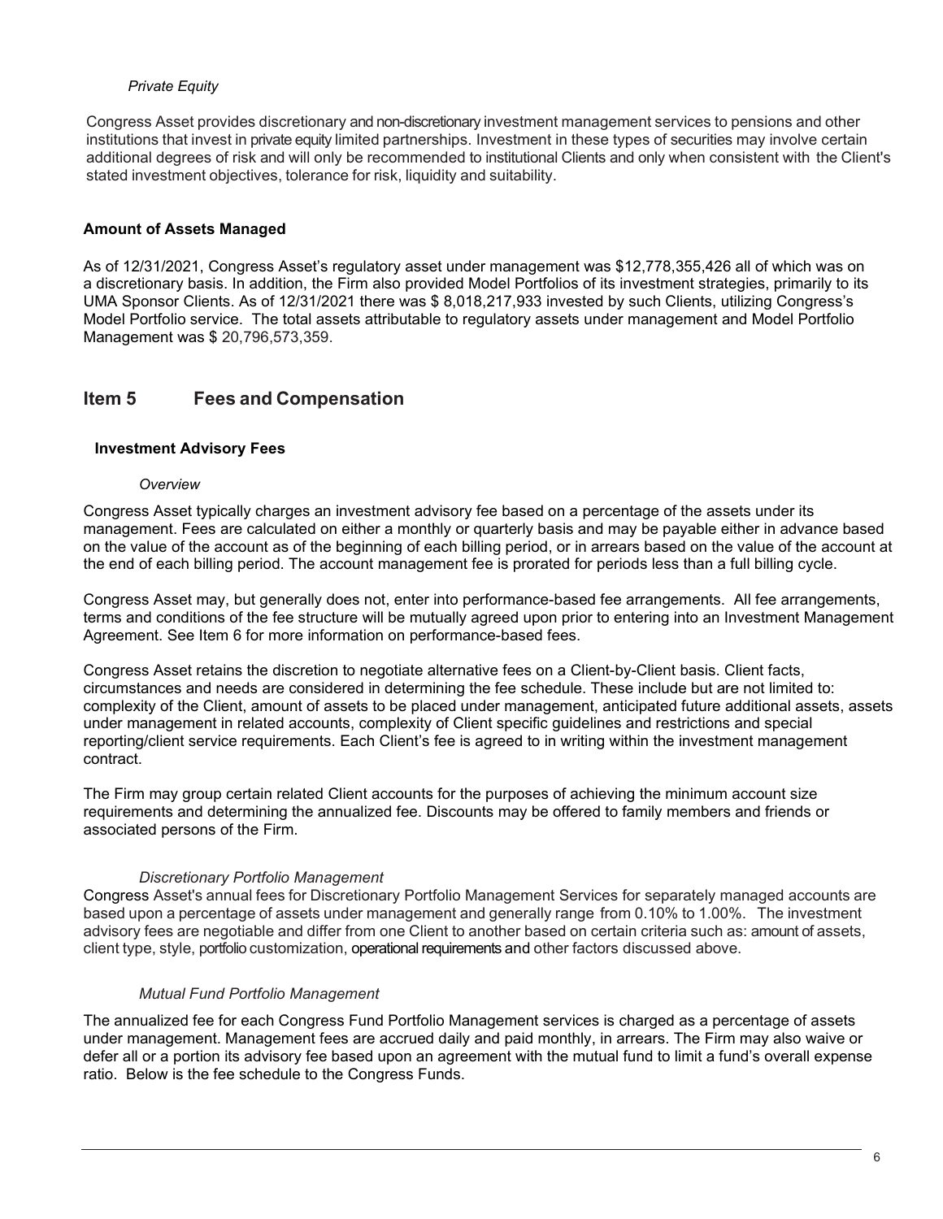*Private Equity*

Congress Asset provides discretionary and non-discretionary investment management services to pensions and other institutions that invest in private equity limited partnerships. Investment in these types of securities may involve certain additional degrees of risk and will only be recommended to institutional Clients and only when consistent with the Client's stated investment objectives, tolerance for risk, liquidity and suitability.

**Amount of Assets Managed**

As of 12/31/2021, Congress Asset's regulatory asset under management was $12,778,355,426 all of which was on a discretionary basis. In addition, the Firm also provided Model Portfolios of its investment strategies, primarily to its UMA Sponsor Clients. As of 12/31/2021 there was $ 8,018,217,933 invested by such Clients, utilizing Congress's Model Portfolio service. The total assets attributable to regulatory assets under management and Model Portfolio Management was $ 20,796,573,359.

## Item 5 Fees and Compensation

**Investment Advisory Fees**

*Overview*

Congress Asset typically charges an investment advisory fee based on a percentage of the assets under its management. Fees are calculated on either a monthly or quarterly basis and may be payable either in advance based on the value of the account as of the beginning of each billing period, or in arrears based on the value of the account at the end of each billing period. The account management fee is prorated for periods less than a full billing cycle.

Congress Asset may, but generally does not, enter into performance-based fee arrangements. All fee arrangements, terms and conditions of the fee structure will be mutually agreed upon prior to entering into an Investment Management Agreement. See Item 6 for more information on performance-based fees.

Congress Asset retains the discretion to negotiate alternative fees on a Client-by-Client basis. Client facts, circumstances and needs are considered in determining the fee schedule. These include but are not limited to: complexity of the Client, amount of assets to be placed under management, anticipated future additional assets, assets under management in related accounts, complexity of Client specific guidelines and restrictions and special reporting/client service requirements. Each Client's fee is agreed to in writing within the investment management contract.

The Firm may group certain related Client accounts for the purposes of achieving the minimum account size requirements and determining the annualized fee. Discounts may be offered to family members and friends or associated persons of the Firm.

*Discretionary Portfolio Management*

Congress Asset's annual fees for Discretionary Portfolio Management Services for separately managed accounts are based upon a percentage of assets under management and generally range from 0.10% to 1.00%. The investment advisory fees are negotiable and differ from one Client to another based on certain criteria such as: amount of assets, client type, style, portfolio customization, operational requirements and other factors discussed above.

*Mutual Fund Portfolio Management*

The annualized fee for each Congress Fund Portfolio Management services is charged as a percentage of assets under management. Management fees are accrued daily and paid monthly, in arrears. The Firm may also waive or defer all or a portion its advisory fee based upon an agreement with the mutual fund to limit a fund's overall expense ratio. Below is the fee schedule to the Congress Funds.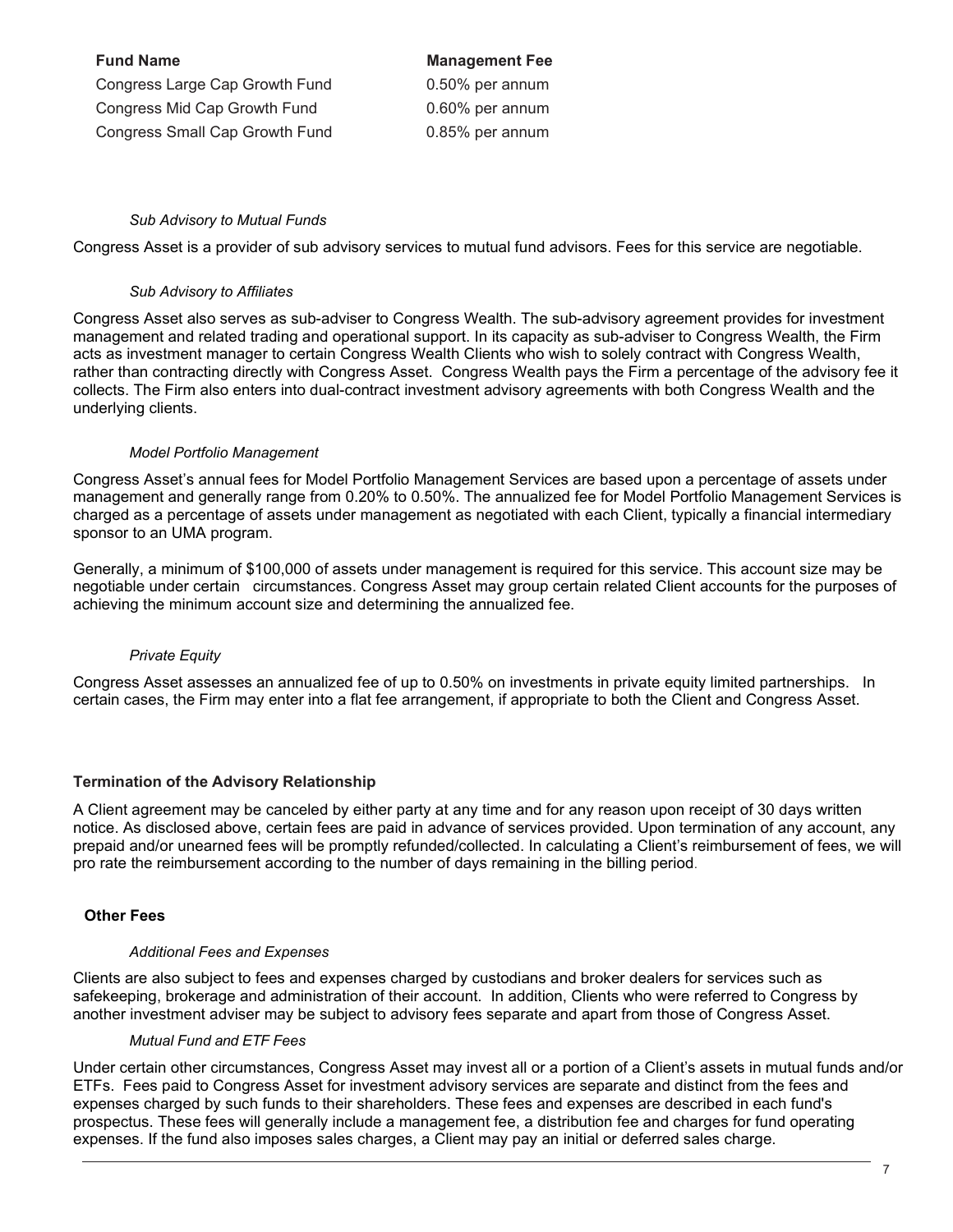| Fund Name | Management Fee |
| --- | --- |
| Congress Large Cap Growth Fund | 0.50% per annum |
| Congress Mid Cap Growth Fund | 0.60% per annum |
| Congress Small Cap Growth Fund | 0.85% per annum |

*Sub Advisory to Mutual Funds*

Congress Asset is a provider of sub advisory services to mutual fund advisors. Fees for this service are negotiable.

*Sub Advisory to Affiliates*

Congress Asset also serves as sub-adviser to Congress Wealth. The sub-advisory agreement provides for investment management and related trading and operational support. In its capacity as sub-adviser to Congress Wealth, the Firm acts as investment manager to certain Congress Wealth Clients who wish to solely contract with Congress Wealth, rather than contracting directly with Congress Asset. Congress Wealth pays the Firm a percentage of the advisory fee it collects. The Firm also enters into dual-contract investment advisory agreements with both Congress Wealth and the underlying clients.

*Model Portfolio Management*

Congress Asset's annual fees for Model Portfolio Management Services are based upon a percentage of assets under management and generally range from 0.20% to 0.50%. The annualized fee for Model Portfolio Management Services is charged as a percentage of assets under management as negotiated with each Client, typically a financial intermediary sponsor to an UMA program.

Generally, a minimum of $100,000 of assets under management is required for this service. This account size may be negotiable under certain circumstances. Congress Asset may group certain related Client accounts for the purposes of achieving the minimum account size and determining the annualized fee.

*Private Equity*

Congress Asset assesses an annualized fee of up to 0.50% on investments in private equity limited partnerships. In certain cases, the Firm may enter into a flat fee arrangement, if appropriate to both the Client and Congress Asset.

**Termination of the Advisory Relationship**

A Client agreement may be canceled by either party at any time and for any reason upon receipt of 30 days written notice. As disclosed above, certain fees are paid in advance of services provided. Upon termination of any account, any prepaid and/or unearned fees will be promptly refunded/collected. In calculating a Client's reimbursement of fees, we will pro rate the reimbursement according to the number of days remaining in the billing period.

**Other Fees**

*Additional Fees and Expenses*

Clients are also subject to fees and expenses charged by custodians and broker dealers for services such as safekeeping, brokerage and administration of their account. In addition, Clients who were referred to Congress by another investment adviser may be subject to advisory fees separate and apart from those of Congress Asset.

*Mutual Fund and ETF Fees*

Under certain other circumstances, Congress Asset may invest all or a portion of a Client's assets in mutual funds and/or ETFs. Fees paid to Congress Asset for investment advisory services are separate and distinct from the fees and expenses charged by such funds to their shareholders. These fees and expenses are described in each fund's prospectus. These fees will generally include a management fee, a distribution fee and charges for fund operating expenses. If the fund also imposes sales charges, a Client may pay an initial or deferred sales charge.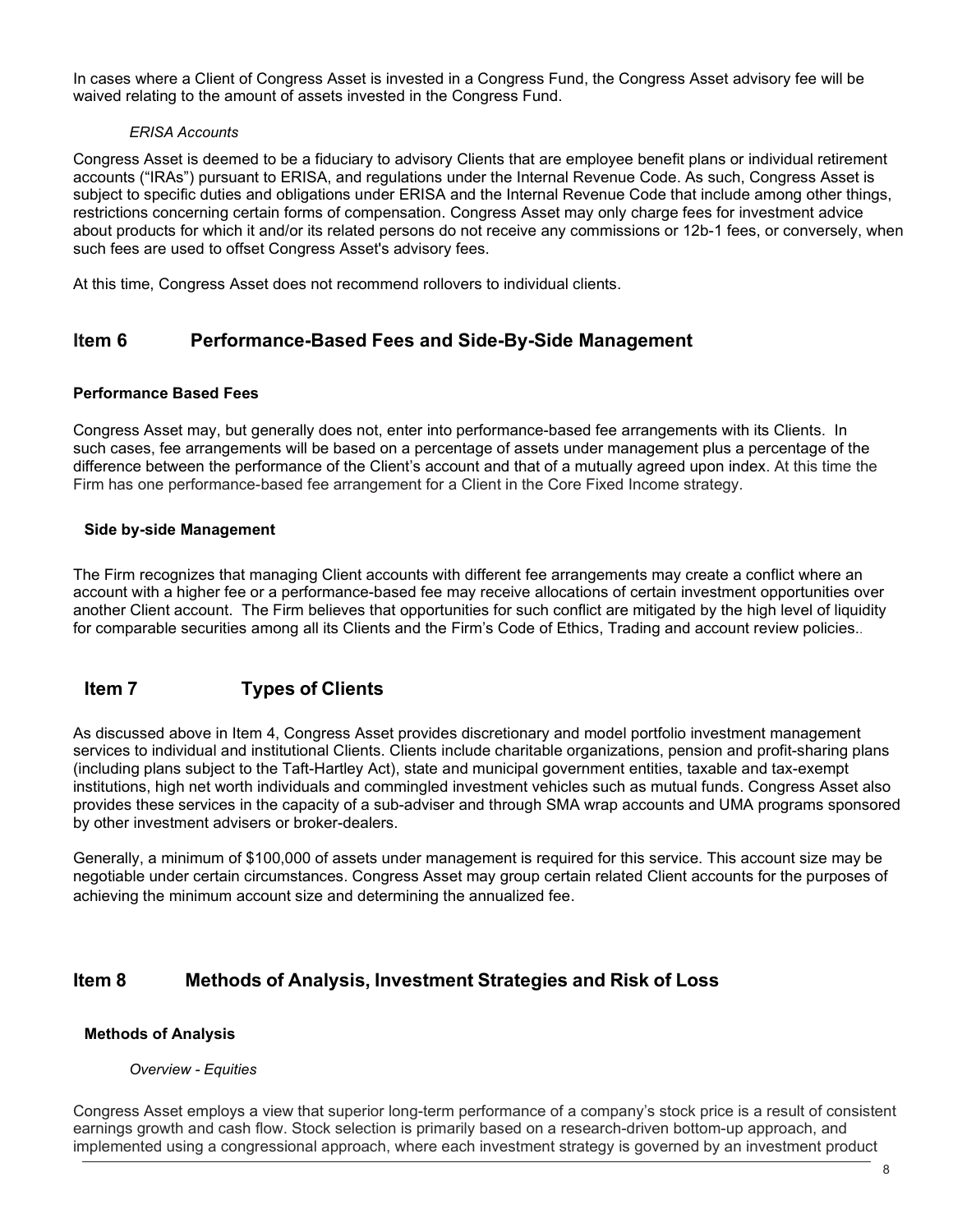In cases where a Client of Congress Asset is invested in a Congress Fund, the Congress Asset advisory fee will be waived relating to the amount of assets invested in the Congress Fund.

*ERISA Accounts*

Congress Asset is deemed to be a fiduciary to advisory Clients that are employee benefit plans or individual retirement accounts ("IRAs") pursuant to ERISA, and regulations under the Internal Revenue Code. As such, Congress Asset is subject to specific duties and obligations under ERISA and the Internal Revenue Code that include among other things, restrictions concerning certain forms of compensation. Congress Asset may only charge fees for investment advice about products for which it and/or its related persons do not receive any commissions or 12b-1 fees, or conversely, when such fees are used to offset Congress Asset's advisory fees.

At this time, Congress Asset does not recommend rollovers to individual clients.

## Item 6 Performance-Based Fees and Side-By-Side Management

**Performance Based Fees**

Congress Asset may, but generally does not, enter into performance-based fee arrangements with its Clients. In such cases, fee arrangements will be based on a percentage of assets under management plus a percentage of the difference between the performance of the Client's account and that of a mutually agreed upon index. At this time the Firm has one performance-based fee arrangement for a Client in the Core Fixed Income strategy.

**Side by-side Management**

The Firm recognizes that managing Client accounts with different fee arrangements may create a conflict where an account with a higher fee or a performance-based fee may receive allocations of certain investment opportunities over another Client account. The Firm believes that opportunities for such conflict are mitigated by the high level of liquidity for comparable securities among all its Clients and the Firm's Code of Ethics, Trading and account review policies..

## Item 7 Types of Clients

As discussed above in Item 4, Congress Asset provides discretionary and model portfolio investment management services to individual and institutional Clients. Clients include charitable organizations, pension and profit-sharing plans (including plans subject to the Taft-Hartley Act), state and municipal government entities, taxable and tax-exempt institutions, high net worth individuals and commingled investment vehicles such as mutual funds. Congress Asset also provides these services in the capacity of a sub-adviser and through SMA wrap accounts and UMA programs sponsored by other investment advisers or broker-dealers.

Generally, a minimum of $100,000 of assets under management is required for this service. This account size may be negotiable under certain circumstances. Congress Asset may group certain related Client accounts for the purposes of achieving the minimum account size and determining the annualized fee.

## Item 8 Methods of Analysis, Investment Strategies and Risk of Loss

**Methods of Analysis**

*Overview - Equities*

Congress Asset employs a view that superior long-term performance of a company's stock price is a result of consistent earnings growth and cash flow. Stock selection is primarily based on a research-driven bottom-up approach, and implemented using a congressional approach, where each investment strategy is governed by an investment product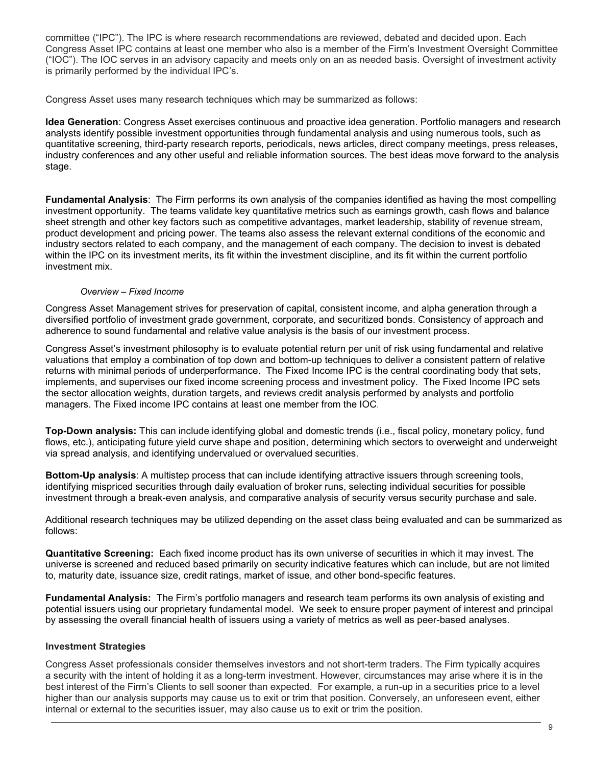committee ("IPC"). The IPC is where research recommendations are reviewed, debated and decided upon. Each Congress Asset IPC contains at least one member who also is a member of the Firm's Investment Oversight Committee ("IOC"). The IOC serves in an advisory capacity and meets only on an as needed basis. Oversight of investment activity is primarily performed by the individual IPC's.

Congress Asset uses many research techniques which may be summarized as follows:

**Idea Generation**: Congress Asset exercises continuous and proactive idea generation. Portfolio managers and research analysts identify possible investment opportunities through fundamental analysis and using numerous tools, such as quantitative screening, third-party research reports, periodicals, news articles, direct company meetings, press releases, industry conferences and any other useful and reliable information sources. The best ideas move forward to the analysis stage.

**Fundamental Analysis**: The Firm performs its own analysis of the companies identified as having the most compelling investment opportunity. The teams validate key quantitative metrics such as earnings growth, cash flows and balance sheet strength and other key factors such as competitive advantages, market leadership, stability of revenue stream, product development and pricing power. The teams also assess the relevant external conditions of the economic and industry sectors related to each company, and the management of each company. The decision to invest is debated within the IPC on its investment merits, its fit within the investment discipline, and its fit within the current portfolio investment mix.

*Overview – Fixed Income*

Congress Asset Management strives for preservation of capital, consistent income, and alpha generation through a diversified portfolio of investment grade government, corporate, and securitized bonds. Consistency of approach and adherence to sound fundamental and relative value analysis is the basis of our investment process.

Congress Asset's investment philosophy is to evaluate potential return per unit of risk using fundamental and relative valuations that employ a combination of top down and bottom-up techniques to deliver a consistent pattern of relative returns with minimal periods of underperformance. The Fixed Income IPC is the central coordinating body that sets, implements, and supervises our fixed income screening process and investment policy. The Fixed Income IPC sets the sector allocation weights, duration targets, and reviews credit analysis performed by analysts and portfolio managers. The Fixed income IPC contains at least one member from the IOC.

**Top-Down analysis:** This can include identifying global and domestic trends (i.e., fiscal policy, monetary policy, fund flows, etc.), anticipating future yield curve shape and position, determining which sectors to overweight and underweight via spread analysis, and identifying undervalued or overvalued securities.

**Bottom-Up analysis**: A multistep process that can include identifying attractive issuers through screening tools, identifying mispriced securities through daily evaluation of broker runs, selecting individual securities for possible investment through a break-even analysis, and comparative analysis of security versus security purchase and sale.

Additional research techniques may be utilized depending on the asset class being evaluated and can be summarized as follows:

**Quantitative Screening:** Each fixed income product has its own universe of securities in which it may invest. The universe is screened and reduced based primarily on security indicative features which can include, but are not limited to, maturity date, issuance size, credit ratings, market of issue, and other bond-specific features.

**Fundamental Analysis:** The Firm's portfolio managers and research team performs its own analysis of existing and potential issuers using our proprietary fundamental model. We seek to ensure proper payment of interest and principal by assessing the overall financial health of issuers using a variety of metrics as well as peer-based analyses.

**Investment Strategies**

Congress Asset professionals consider themselves investors and not short-term traders. The Firm typically acquires a security with the intent of holding it as a long-term investment. However, circumstances may arise where it is in the best interest of the Firm's Clients to sell sooner than expected. For example, a run-up in a securities price to a level higher than our analysis supports may cause us to exit or trim that position. Conversely, an unforeseen event, either internal or external to the securities issuer, may also cause us to exit or trim the position.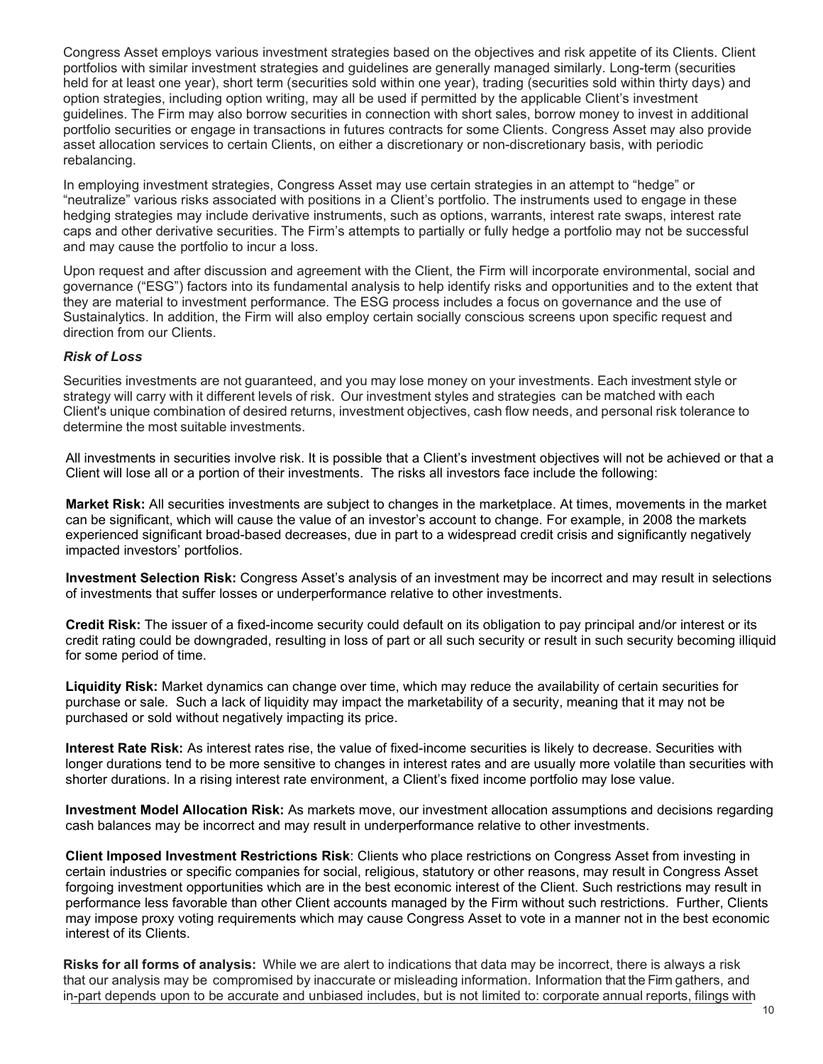Congress Asset employs various investment strategies based on the objectives and risk appetite of its Clients. Client portfolios with similar investment strategies and guidelines are generally managed similarly. Long-term (securities held for at least one year), short term (securities sold within one year), trading (securities sold within thirty days) and option strategies, including option writing, may all be used if permitted by the applicable Client's investment guidelines. The Firm may also borrow securities in connection with short sales, borrow money to invest in additional portfolio securities or engage in transactions in futures contracts for some Clients. Congress Asset may also provide asset allocation services to certain Clients, on either a discretionary or non-discretionary basis, with periodic rebalancing.

In employing investment strategies, Congress Asset may use certain strategies in an attempt to "hedge" or "neutralize" various risks associated with positions in a Client's portfolio. The instruments used to engage in these hedging strategies may include derivative instruments, such as options, warrants, interest rate swaps, interest rate caps and other derivative securities. The Firm's attempts to partially or fully hedge a portfolio may not be successful and may cause the portfolio to incur a loss.

Upon request and after discussion and agreement with the Client, the Firm will incorporate environmental, social and governance ("ESG") factors into its fundamental analysis to help identify risks and opportunities and to the extent that they are material to investment performance. The ESG process includes a focus on governance and the use of Sustainalytics. In addition, the Firm will also employ certain socially conscious screens upon specific request and direction from our Clients.

### *Risk of Loss*

Securities investments are not guaranteed, and you may lose money on your investments. Each investment style or strategy will carry with it different levels of risk. Our investment styles and strategies can be matched with each Client's unique combination of desired returns, investment objectives, cash flow needs, and personal risk tolerance to determine the most suitable investments.

All investments in securities involve risk. It is possible that a Client's investment objectives will not be achieved or that a Client will lose all or a portion of their investments. The risks all investors face include the following:

**Market Risk:** All securities investments are subject to changes in the marketplace. At times, movements in the market can be significant, which will cause the value of an investor's account to change. For example, in 2008 the markets experienced significant broad-based decreases, due in part to a widespread credit crisis and significantly negatively impacted investors' portfolios.

**Investment Selection Risk:** Congress Asset's analysis of an investment may be incorrect and may result in selections of investments that suffer losses or underperformance relative to other investments.

**Credit Risk:** The issuer of a fixed-income security could default on its obligation to pay principal and/or interest or its credit rating could be downgraded, resulting in loss of part or all such security or result in such security becoming illiquid for some period of time.

**Liquidity Risk:** Market dynamics can change over time, which may reduce the availability of certain securities for purchase or sale. Such a lack of liquidity may impact the marketability of a security, meaning that it may not be purchased or sold without negatively impacting its price.

**Interest Rate Risk:** As interest rates rise, the value of fixed-income securities is likely to decrease. Securities with longer durations tend to be more sensitive to changes in interest rates and are usually more volatile than securities with shorter durations. In a rising interest rate environment, a Client's fixed income portfolio may lose value.

**Investment Model Allocation Risk:** As markets move, our investment allocation assumptions and decisions regarding cash balances may be incorrect and may result in underperformance relative to other investments.

**Client Imposed Investment Restrictions Risk**: Clients who place restrictions on Congress Asset from investing in certain industries or specific companies for social, religious, statutory or other reasons, may result in Congress Asset forgoing investment opportunities which are in the best economic interest of the Client. Such restrictions may result in performance less favorable than other Client accounts managed by the Firm without such restrictions. Further, Clients may impose proxy voting requirements which may cause Congress Asset to vote in a manner not in the best economic interest of its Clients.

**Risks for all forms of analysis:** While we are alert to indications that data may be incorrect, there is always a risk that our analysis may be compromised by inaccurate or misleading information. Information that the Firm gathers, and in-part depends upon to be accurate and unbiased includes, but is not limited to: corporate annual reports, filings with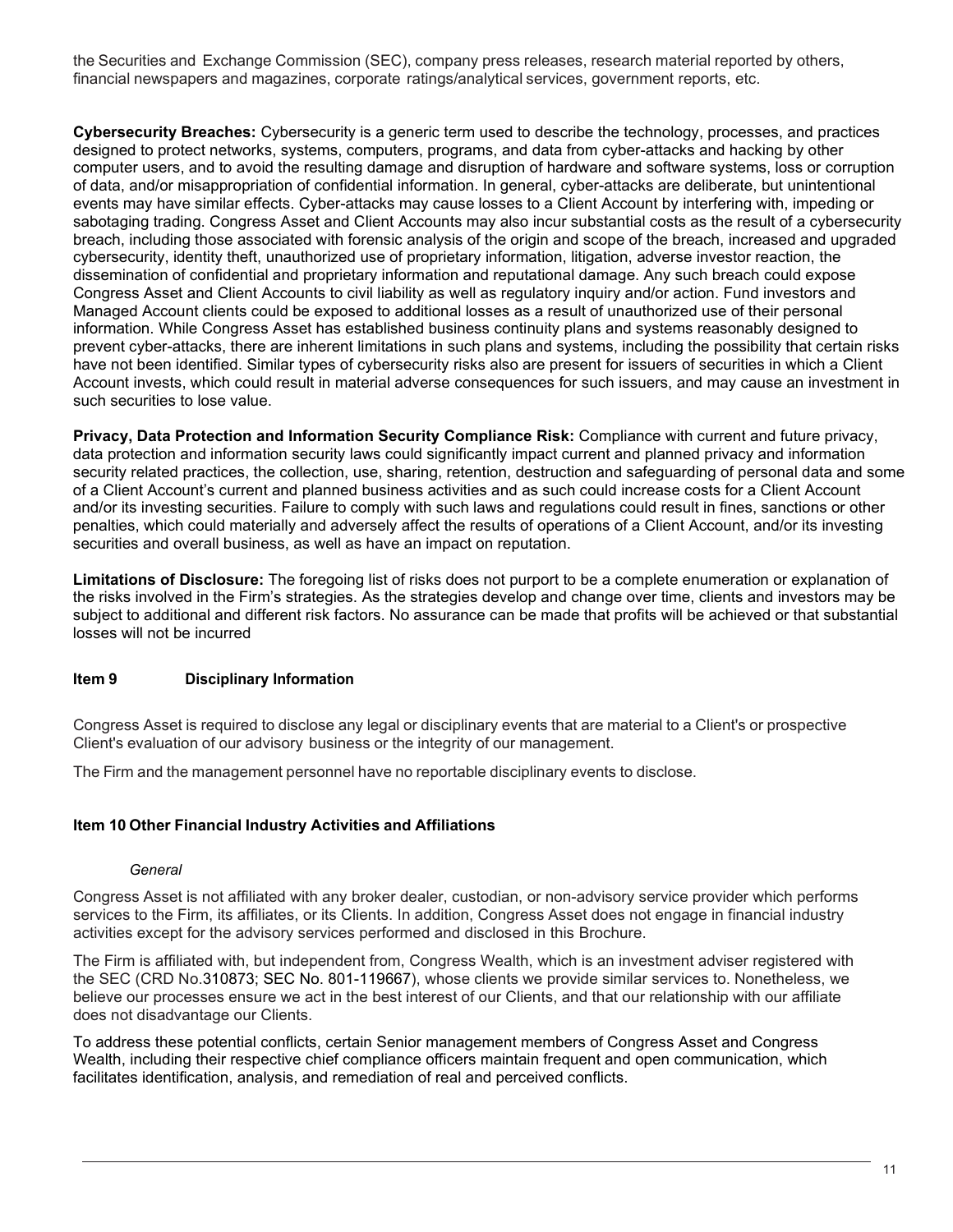the Securities and Exchange Commission (SEC), company press releases, research material reported by others, financial newspapers and magazines, corporate ratings/analytical services, government reports, etc.

**Cybersecurity Breaches:** Cybersecurity is a generic term used to describe the technology, processes, and practices designed to protect networks, systems, computers, programs, and data from cyber-attacks and hacking by other computer users, and to avoid the resulting damage and disruption of hardware and software systems, loss or corruption of data, and/or misappropriation of confidential information. In general, cyber-attacks are deliberate, but unintentional events may have similar effects. Cyber-attacks may cause losses to a Client Account by interfering with, impeding or sabotaging trading. Congress Asset and Client Accounts may also incur substantial costs as the result of a cybersecurity breach, including those associated with forensic analysis of the origin and scope of the breach, increased and upgraded cybersecurity, identity theft, unauthorized use of proprietary information, litigation, adverse investor reaction, the dissemination of confidential and proprietary information and reputational damage. Any such breach could expose Congress Asset and Client Accounts to civil liability as well as regulatory inquiry and/or action. Fund investors and Managed Account clients could be exposed to additional losses as a result of unauthorized use of their personal information. While Congress Asset has established business continuity plans and systems reasonably designed to prevent cyber-attacks, there are inherent limitations in such plans and systems, including the possibility that certain risks have not been identified. Similar types of cybersecurity risks also are present for issuers of securities in which a Client Account invests, which could result in material adverse consequences for such issuers, and may cause an investment in such securities to lose value.

**Privacy, Data Protection and Information Security Compliance Risk:** Compliance with current and future privacy, data protection and information security laws could significantly impact current and planned privacy and information security related practices, the collection, use, sharing, retention, destruction and safeguarding of personal data and some of a Client Account's current and planned business activities and as such could increase costs for a Client Account and/or its investing securities. Failure to comply with such laws and regulations could result in fines, sanctions or other penalties, which could materially and adversely affect the results of operations of a Client Account, and/or its investing securities and overall business, as well as have an impact on reputation.

**Limitations of Disclosure:** The foregoing list of risks does not purport to be a complete enumeration or explanation of the risks involved in the Firm's strategies. As the strategies develop and change over time, clients and investors may be subject to additional and different risk factors. No assurance can be made that profits will be achieved or that substantial losses will not be incurred

## Item 9 Disciplinary Information

Congress Asset is required to disclose any legal or disciplinary events that are material to a Client's or prospective Client's evaluation of our advisory business or the integrity of our management.

The Firm and the management personnel have no reportable disciplinary events to disclose.

## Item 10 Other Financial Industry Activities and Affiliations

*General*

Congress Asset is not affiliated with any broker dealer, custodian, or non-advisory service provider which performs services to the Firm, its affiliates, or its Clients. In addition, Congress Asset does not engage in financial industry activities except for the advisory services performed and disclosed in this Brochure.

The Firm is affiliated with, but independent from, Congress Wealth, which is an investment adviser registered with the SEC (CRD No.310873; SEC No. 801-119667), whose clients we provide similar services to. Nonetheless, we believe our processes ensure we act in the best interest of our Clients, and that our relationship with our affiliate does not disadvantage our Clients.

To address these potential conflicts, certain Senior management members of Congress Asset and Congress Wealth, including their respective chief compliance officers maintain frequent and open communication, which facilitates identification, analysis, and remediation of real and perceived conflicts.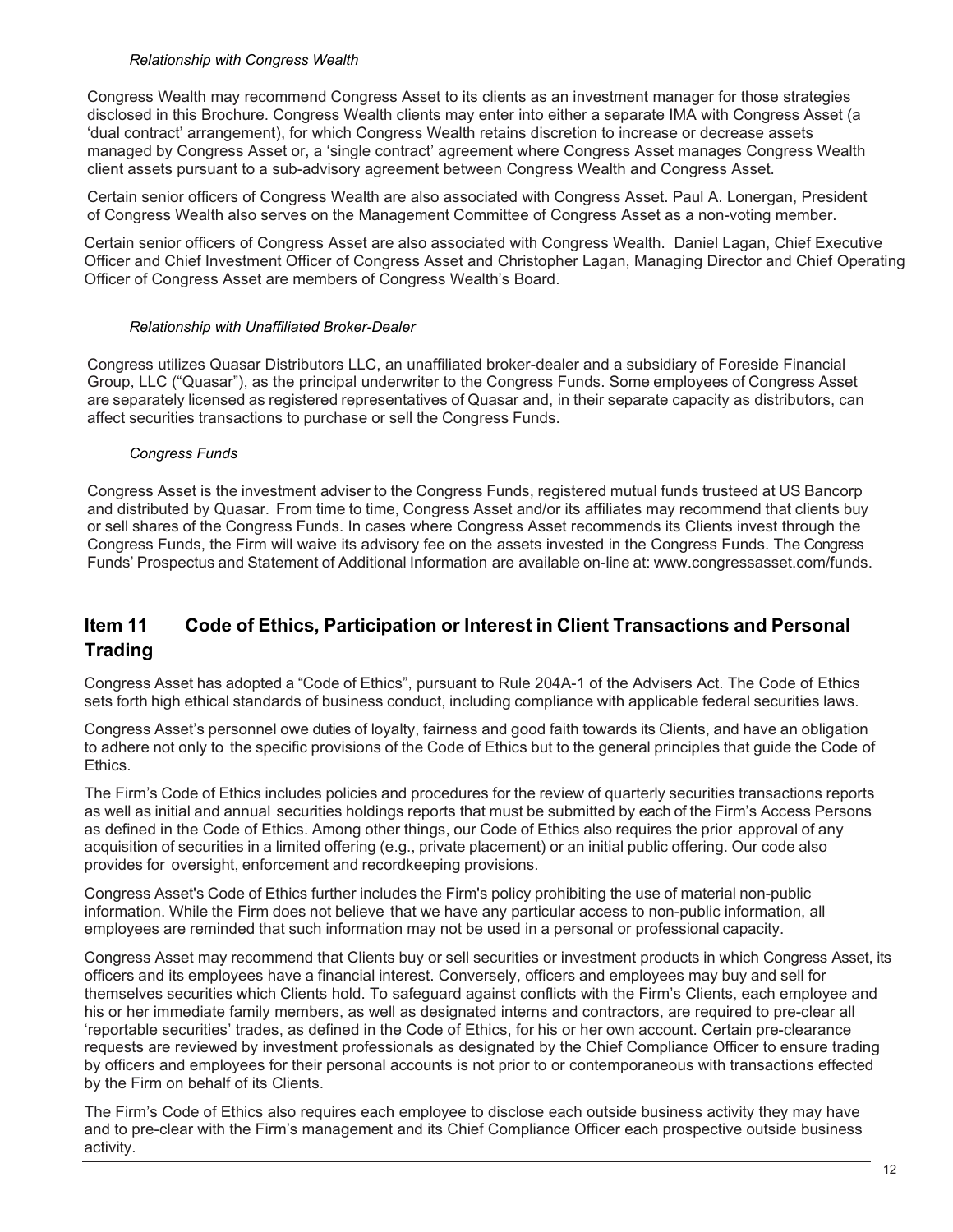*Relationship with Congress Wealth*

Congress Wealth may recommend Congress Asset to its clients as an investment manager for those strategies disclosed in this Brochure. Congress Wealth clients may enter into either a separate IMA with Congress Asset (a 'dual contract' arrangement), for which Congress Wealth retains discretion to increase or decrease assets managed by Congress Asset or, a 'single contract' agreement where Congress Asset manages Congress Wealth client assets pursuant to a sub-advisory agreement between Congress Wealth and Congress Asset.

Certain senior officers of Congress Wealth are also associated with Congress Asset. Paul A. Lonergan, President of Congress Wealth also serves on the Management Committee of Congress Asset as a non-voting member.

Certain senior officers of Congress Asset are also associated with Congress Wealth. Daniel Lagan, Chief Executive Officer and Chief Investment Officer of Congress Asset and Christopher Lagan, Managing Director and Chief Operating Officer of Congress Asset are members of Congress Wealth's Board.

*Relationship with Unaffiliated Broker-Dealer*

Congress utilizes Quasar Distributors LLC, an unaffiliated broker-dealer and a subsidiary of Foreside Financial Group, LLC ("Quasar"), as the principal underwriter to the Congress Funds. Some employees of Congress Asset are separately licensed as registered representatives of Quasar and, in their separate capacity as distributors, can affect securities transactions to purchase or sell the Congress Funds.

*Congress Funds*

Congress Asset is the investment adviser to the Congress Funds, registered mutual funds trusteed at US Bancorp and distributed by Quasar. From time to time, Congress Asset and/or its affiliates may recommend that clients buy or sell shares of the Congress Funds. In cases where Congress Asset recommends its Clients invest through the Congress Funds, the Firm will waive its advisory fee on the assets invested in the Congress Funds. The Congress Funds' Prospectus and Statement of Additional Information are available on-line at: www.congressasset.com/funds.

## Item 11 Code of Ethics, Participation or Interest in Client Transactions and Personal Trading

Congress Asset has adopted a "Code of Ethics", pursuant to Rule 204A-1 of the Advisers Act. The Code of Ethics sets forth high ethical standards of business conduct, including compliance with applicable federal securities laws.

Congress Asset's personnel owe duties of loyalty, fairness and good faith towards its Clients, and have an obligation to adhere not only to the specific provisions of the Code of Ethics but to the general principles that guide the Code of Ethics.

The Firm's Code of Ethics includes policies and procedures for the review of quarterly securities transactions reports as well as initial and annual securities holdings reports that must be submitted by each of the Firm's Access Persons as defined in the Code of Ethics. Among other things, our Code of Ethics also requires the prior approval of any acquisition of securities in a limited offering (e.g., private placement) or an initial public offering. Our code also provides for oversight, enforcement and recordkeeping provisions.

Congress Asset's Code of Ethics further includes the Firm's policy prohibiting the use of material non-public information. While the Firm does not believe that we have any particular access to non-public information, all employees are reminded that such information may not be used in a personal or professional capacity.

Congress Asset may recommend that Clients buy or sell securities or investment products in which Congress Asset, its officers and its employees have a financial interest. Conversely, officers and employees may buy and sell for themselves securities which Clients hold. To safeguard against conflicts with the Firm's Clients, each employee and his or her immediate family members, as well as designated interns and contractors, are required to pre-clear all 'reportable securities' trades, as defined in the Code of Ethics, for his or her own account. Certain pre-clearance requests are reviewed by investment professionals as designated by the Chief Compliance Officer to ensure trading by officers and employees for their personal accounts is not prior to or contemporaneous with transactions effected by the Firm on behalf of its Clients.

The Firm's Code of Ethics also requires each employee to disclose each outside business activity they may have and to pre-clear with the Firm's management and its Chief Compliance Officer each prospective outside business activity.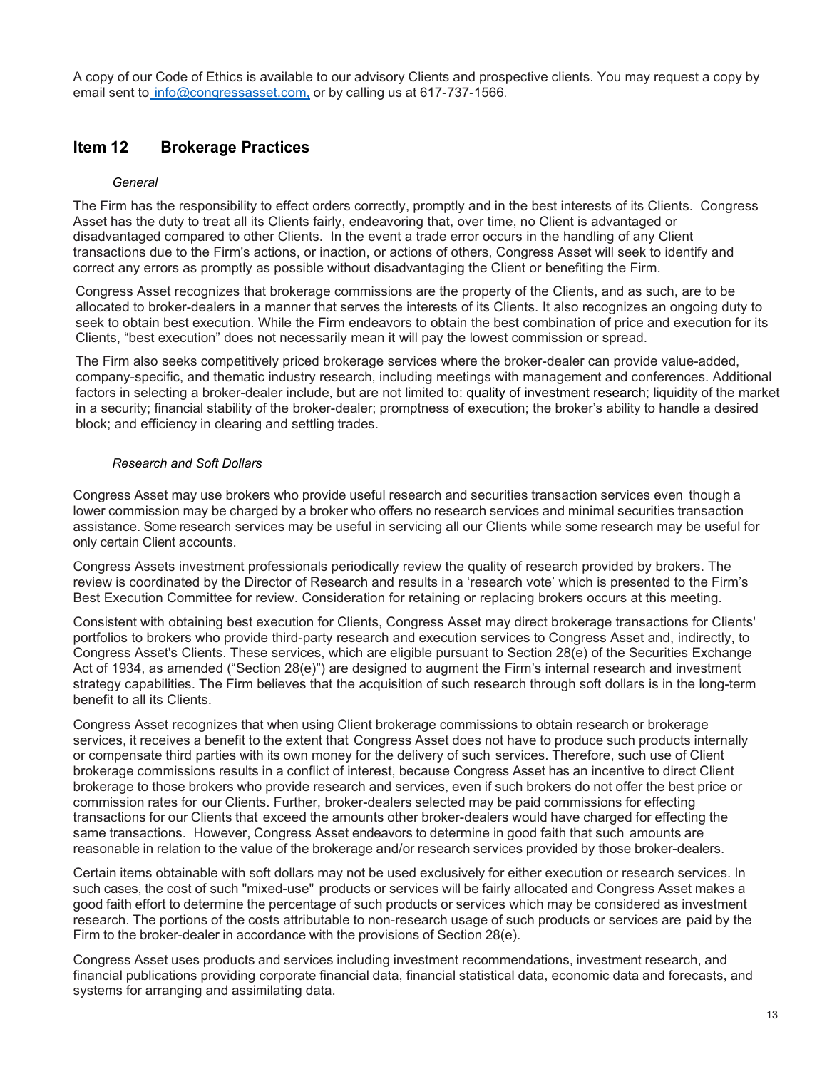A copy of our Code of Ethics is available to our advisory Clients and prospective clients. You may request a copy by email sent to info@congressasset.com, or by calling us at 617-737-1566.

## Item 12 Brokerage Practices

*General*

The Firm has the responsibility to effect orders correctly, promptly and in the best interests of its Clients. Congress Asset has the duty to treat all its Clients fairly, endeavoring that, over time, no Client is advantaged or disadvantaged compared to other Clients. In the event a trade error occurs in the handling of any Client transactions due to the Firm's actions, or inaction, or actions of others, Congress Asset will seek to identify and correct any errors as promptly as possible without disadvantaging the Client or benefiting the Firm.

Congress Asset recognizes that brokerage commissions are the property of the Clients, and as such, are to be allocated to broker-dealers in a manner that serves the interests of its Clients. It also recognizes an ongoing duty to seek to obtain best execution. While the Firm endeavors to obtain the best combination of price and execution for its Clients, "best execution" does not necessarily mean it will pay the lowest commission or spread.

The Firm also seeks competitively priced brokerage services where the broker-dealer can provide value-added, company-specific, and thematic industry research, including meetings with management and conferences. Additional factors in selecting a broker-dealer include, but are not limited to: quality of investment research; liquidity of the market in a security; financial stability of the broker-dealer; promptness of execution; the broker's ability to handle a desired block; and efficiency in clearing and settling trades.

*Research and Soft Dollars*

Congress Asset may use brokers who provide useful research and securities transaction services even though a lower commission may be charged by a broker who offers no research services and minimal securities transaction assistance. Some research services may be useful in servicing all our Clients while some research may be useful for only certain Client accounts.

Congress Assets investment professionals periodically review the quality of research provided by brokers. The review is coordinated by the Director of Research and results in a 'research vote' which is presented to the Firm's Best Execution Committee for review. Consideration for retaining or replacing brokers occurs at this meeting.

Consistent with obtaining best execution for Clients, Congress Asset may direct brokerage transactions for Clients' portfolios to brokers who provide third-party research and execution services to Congress Asset and, indirectly, to Congress Asset's Clients. These services, which are eligible pursuant to Section 28(e) of the Securities Exchange Act of 1934, as amended ("Section 28(e)") are designed to augment the Firm's internal research and investment strategy capabilities. The Firm believes that the acquisition of such research through soft dollars is in the long-term benefit to all its Clients.

Congress Asset recognizes that when using Client brokerage commissions to obtain research or brokerage services, it receives a benefit to the extent that Congress Asset does not have to produce such products internally or compensate third parties with its own money for the delivery of such services. Therefore, such use of Client brokerage commissions results in a conflict of interest, because Congress Asset has an incentive to direct Client brokerage to those brokers who provide research and services, even if such brokers do not offer the best price or commission rates for our Clients. Further, broker-dealers selected may be paid commissions for effecting transactions for our Clients that exceed the amounts other broker-dealers would have charged for effecting the same transactions. However, Congress Asset endeavors to determine in good faith that such amounts are reasonable in relation to the value of the brokerage and/or research services provided by those broker-dealers.

Certain items obtainable with soft dollars may not be used exclusively for either execution or research services. In such cases, the cost of such "mixed-use" products or services will be fairly allocated and Congress Asset makes a good faith effort to determine the percentage of such products or services which may be considered as investment research. The portions of the costs attributable to non-research usage of such products or services are paid by the Firm to the broker-dealer in accordance with the provisions of Section 28(e).

Congress Asset uses products and services including investment recommendations, investment research, and financial publications providing corporate financial data, financial statistical data, economic data and forecasts, and systems for arranging and assimilating data.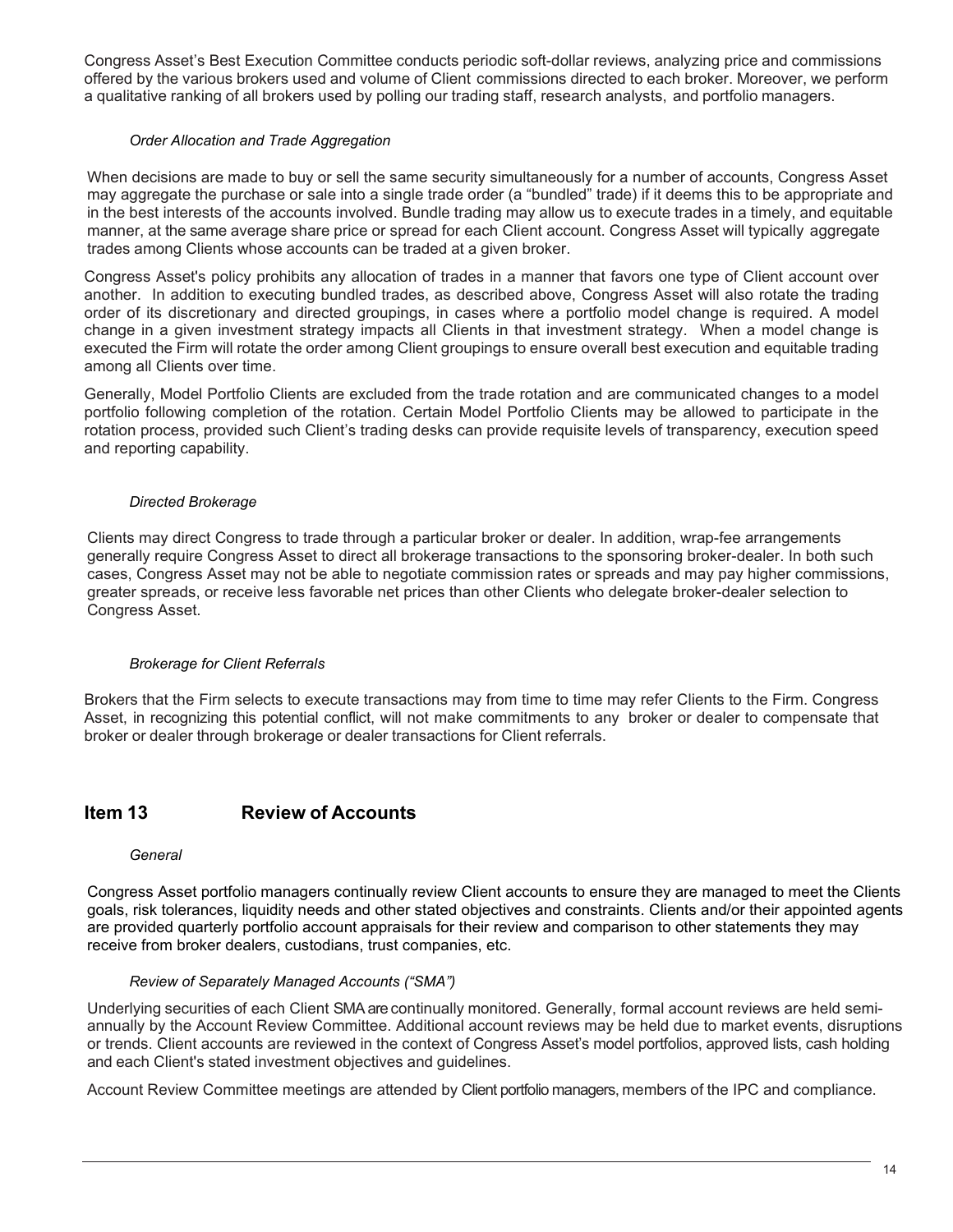Congress Asset's Best Execution Committee conducts periodic soft-dollar reviews, analyzing price and commissions offered by the various brokers used and volume of Client commissions directed to each broker. Moreover, we perform a qualitative ranking of all brokers used by polling our trading staff, research analysts, and portfolio managers.

*Order Allocation and Trade Aggregation*

When decisions are made to buy or sell the same security simultaneously for a number of accounts, Congress Asset may aggregate the purchase or sale into a single trade order (a "bundled" trade) if it deems this to be appropriate and in the best interests of the accounts involved. Bundle trading may allow us to execute trades in a timely, and equitable manner, at the same average share price or spread for each Client account. Congress Asset will typically aggregate trades among Clients whose accounts can be traded at a given broker.

Congress Asset's policy prohibits any allocation of trades in a manner that favors one type of Client account over another. In addition to executing bundled trades, as described above, Congress Asset will also rotate the trading order of its discretionary and directed groupings, in cases where a portfolio model change is required. A model change in a given investment strategy impacts all Clients in that investment strategy. When a model change is executed the Firm will rotate the order among Client groupings to ensure overall best execution and equitable trading among all Clients over time.

Generally, Model Portfolio Clients are excluded from the trade rotation and are communicated changes to a model portfolio following completion of the rotation. Certain Model Portfolio Clients may be allowed to participate in the rotation process, provided such Client's trading desks can provide requisite levels of transparency, execution speed and reporting capability.

*Directed Brokerage*

Clients may direct Congress to trade through a particular broker or dealer. In addition, wrap-fee arrangements generally require Congress Asset to direct all brokerage transactions to the sponsoring broker-dealer. In both such cases, Congress Asset may not be able to negotiate commission rates or spreads and may pay higher commissions, greater spreads, or receive less favorable net prices than other Clients who delegate broker-dealer selection to Congress Asset.

*Brokerage for Client Referrals*

Brokers that the Firm selects to execute transactions may from time to time may refer Clients to the Firm. Congress Asset, in recognizing this potential conflict, will not make commitments to any broker or dealer to compensate that broker or dealer through brokerage or dealer transactions for Client referrals.

## Item 13 Review of Accounts

*General*

Congress Asset portfolio managers continually review Client accounts to ensure they are managed to meet the Clients goals, risk tolerances, liquidity needs and other stated objectives and constraints. Clients and/or their appointed agents are provided quarterly portfolio account appraisals for their review and comparison to other statements they may receive from broker dealers, custodians, trust companies, etc.

*Review of Separately Managed Accounts ("SMA")*

Underlying securities of each Client SMA are continually monitored. Generally, formal account reviews are held semi-annually by the Account Review Committee. Additional account reviews may be held due to market events, disruptions or trends. Client accounts are reviewed in the context of Congress Asset's model portfolios, approved lists, cash holding and each Client's stated investment objectives and guidelines.

Account Review Committee meetings are attended by Client portfolio managers, members of the IPC and compliance.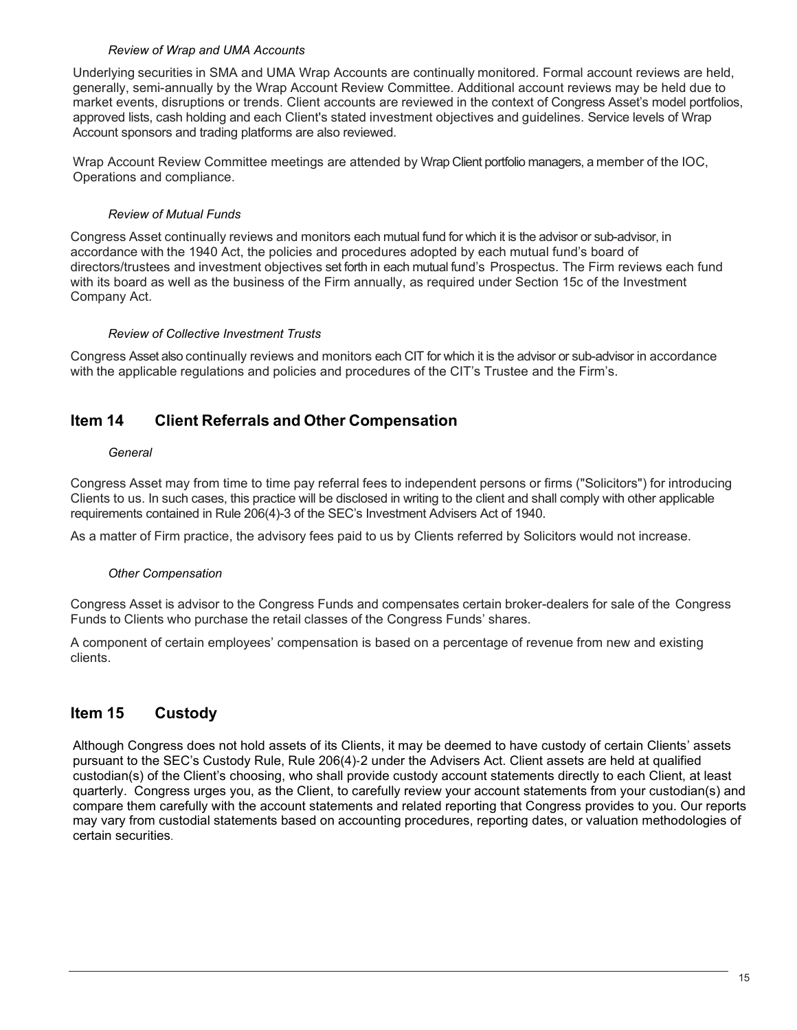*Review of Wrap and UMA Accounts*

Underlying securities in SMA and UMA Wrap Accounts are continually monitored. Formal account reviews are held, generally, semi-annually by the Wrap Account Review Committee. Additional account reviews may be held due to market events, disruptions or trends. Client accounts are reviewed in the context of Congress Asset's model portfolios, approved lists, cash holding and each Client's stated investment objectives and guidelines. Service levels of Wrap Account sponsors and trading platforms are also reviewed.

Wrap Account Review Committee meetings are attended by Wrap Client portfolio managers, a member of the IOC, Operations and compliance.

*Review of Mutual Funds*

Congress Asset continually reviews and monitors each mutual fund for which it is the advisor or sub-advisor, in accordance with the 1940 Act, the policies and procedures adopted by each mutual fund's board of directors/trustees and investment objectives set forth in each mutual fund's Prospectus. The Firm reviews each fund with its board as well as the business of the Firm annually, as required under Section 15c of the Investment Company Act.

*Review of Collective Investment Trusts*

Congress Asset also continually reviews and monitors each CIT for which it is the advisor or sub-advisor in accordance with the applicable regulations and policies and procedures of the CIT's Trustee and the Firm's.

## Item 14 Client Referrals and Other Compensation

*General*

Congress Asset may from time to time pay referral fees to independent persons or firms ("Solicitors") for introducing Clients to us. In such cases, this practice will be disclosed in writing to the client and shall comply with other applicable requirements contained in Rule 206(4)-3 of the SEC's Investment Advisers Act of 1940.

As a matter of Firm practice, the advisory fees paid to us by Clients referred by Solicitors would not increase.

*Other Compensation*

Congress Asset is advisor to the Congress Funds and compensates certain broker-dealers for sale of the Congress Funds to Clients who purchase the retail classes of the Congress Funds' shares.

A component of certain employees' compensation is based on a percentage of revenue from new and existing clients.

## Item 15 Custody

Although Congress does not hold assets of its Clients, it may be deemed to have custody of certain Clients' assets pursuant to the SEC's Custody Rule, Rule 206(4)-2 under the Advisers Act. Client assets are held at qualified custodian(s) of the Client's choosing, who shall provide custody account statements directly to each Client, at least quarterly. Congress urges you, as the Client, to carefully review your account statements from your custodian(s) and compare them carefully with the account statements and related reporting that Congress provides to you. Our reports may vary from custodial statements based on accounting procedures, reporting dates, or valuation methodologies of certain securities.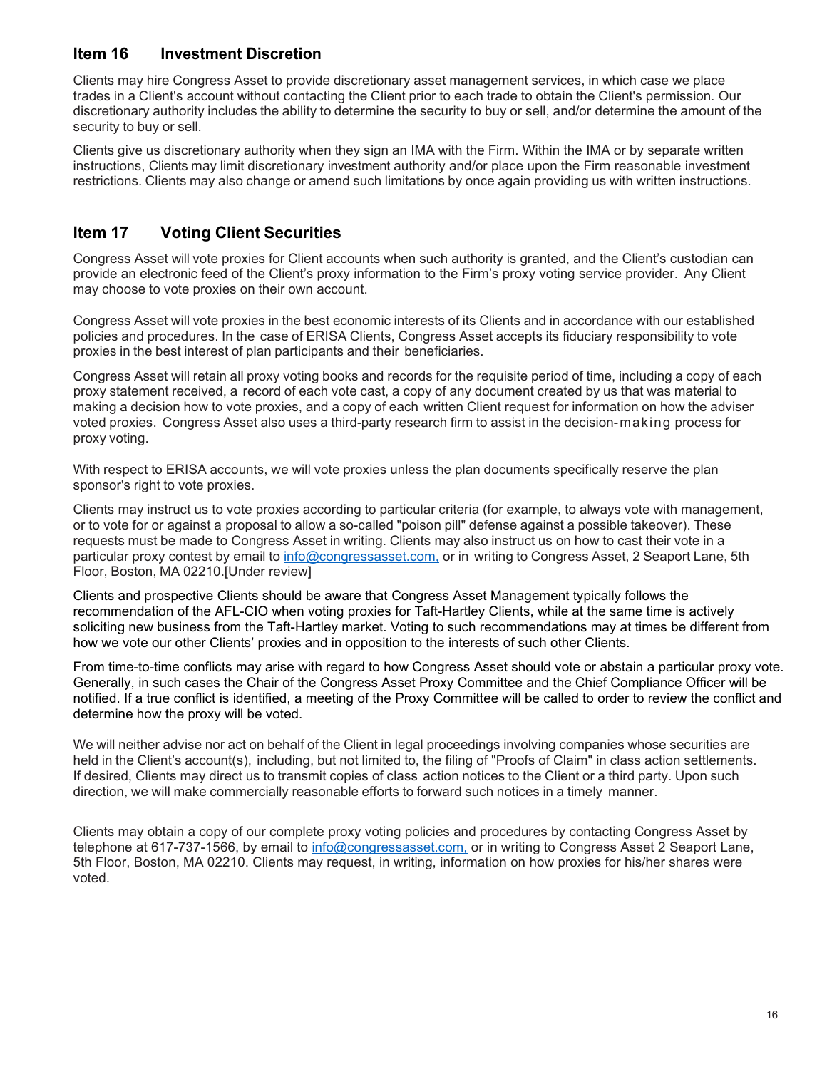## Item 16 Investment Discretion

Clients may hire Congress Asset to provide discretionary asset management services, in which case we place trades in a Client's account without contacting the Client prior to each trade to obtain the Client's permission. Our discretionary authority includes the ability to determine the security to buy or sell, and/or determine the amount of the security to buy or sell.

Clients give us discretionary authority when they sign an IMA with the Firm. Within the IMA or by separate written instructions, Clients may limit discretionary investment authority and/or place upon the Firm reasonable investment restrictions. Clients may also change or amend such limitations by once again providing us with written instructions.

## Item 17 Voting Client Securities

Congress Asset will vote proxies for Client accounts when such authority is granted, and the Client's custodian can provide an electronic feed of the Client's proxy information to the Firm's proxy voting service provider. Any Client may choose to vote proxies on their own account.

Congress Asset will vote proxies in the best economic interests of its Clients and in accordance with our established policies and procedures. In the case of ERISA Clients, Congress Asset accepts its fiduciary responsibility to vote proxies in the best interest of plan participants and their beneficiaries.

Congress Asset will retain all proxy voting books and records for the requisite period of time, including a copy of each proxy statement received, a record of each vote cast, a copy of any document created by us that was material to making a decision how to vote proxies, and a copy of each written Client request for information on how the adviser voted proxies. Congress Asset also uses a third-party research firm to assist in the decision-making process for proxy voting.

With respect to ERISA accounts, we will vote proxies unless the plan documents specifically reserve the plan sponsor's right to vote proxies.

Clients may instruct us to vote proxies according to particular criteria (for example, to always vote with management, or to vote for or against a proposal to allow a so-called "poison pill" defense against a possible takeover). These requests must be made to Congress Asset in writing. Clients may also instruct us on how to cast their vote in a particular proxy contest by email to info@congressasset.com, or in writing to Congress Asset, 2 Seaport Lane, 5th Floor, Boston, MA 02210.[Under review]

Clients and prospective Clients should be aware that Congress Asset Management typically follows the recommendation of the AFL-CIO when voting proxies for Taft-Hartley Clients, while at the same time is actively soliciting new business from the Taft-Hartley market. Voting to such recommendations may at times be different from how we vote our other Clients' proxies and in opposition to the interests of such other Clients.

From time-to-time conflicts may arise with regard to how Congress Asset should vote or abstain a particular proxy vote. Generally, in such cases the Chair of the Congress Asset Proxy Committee and the Chief Compliance Officer will be notified. If a true conflict is identified, a meeting of the Proxy Committee will be called to order to review the conflict and determine how the proxy will be voted.

We will neither advise nor act on behalf of the Client in legal proceedings involving companies whose securities are held in the Client's account(s), including, but not limited to, the filing of "Proofs of Claim" in class action settlements. If desired, Clients may direct us to transmit copies of class action notices to the Client or a third party. Upon such direction, we will make commercially reasonable efforts to forward such notices in a timely manner.

Clients may obtain a copy of our complete proxy voting policies and procedures by contacting Congress Asset by telephone at 617-737-1566, by email to info@congressasset.com, or in writing to Congress Asset 2 Seaport Lane, 5th Floor, Boston, MA 02210. Clients may request, in writing, information on how proxies for his/her shares were voted.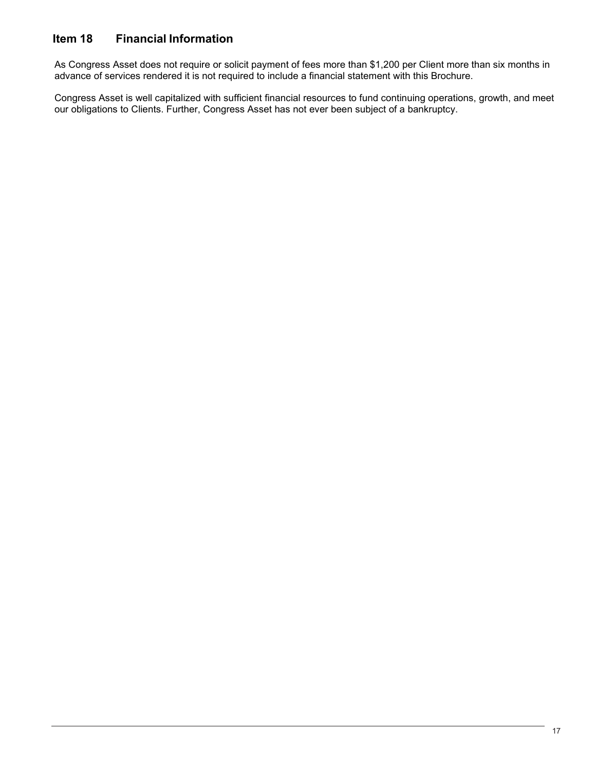## Item 18 Financial Information

As Congress Asset does not require or solicit payment of fees more than $1,200 per Client more than six months in advance of services rendered it is not required to include a financial statement with this Brochure.

Congress Asset is well capitalized with sufficient financial resources to fund continuing operations, growth, and meet our obligations to Clients. Further, Congress Asset has not ever been subject of a bankruptcy.